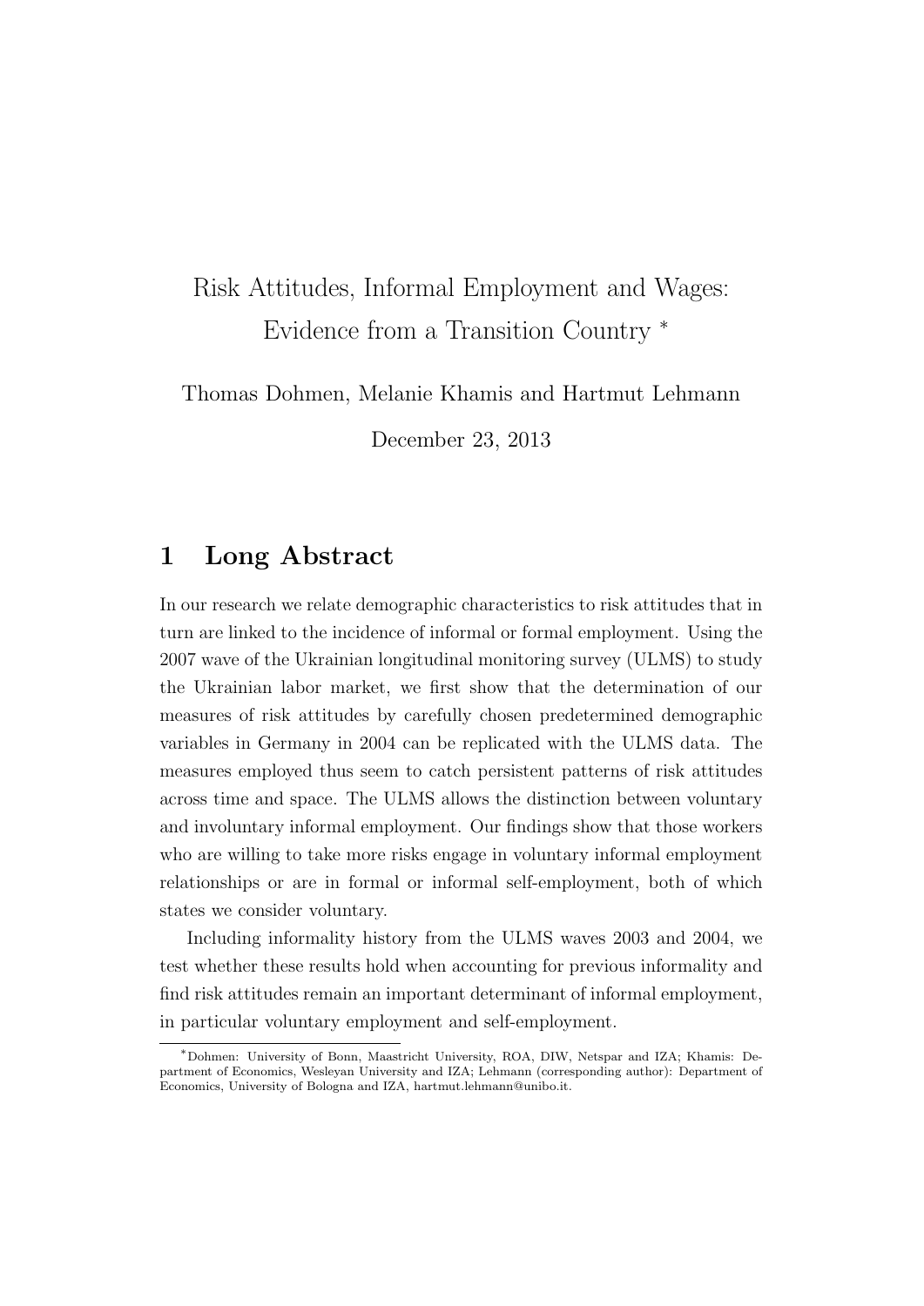# Risk Attitudes, Informal Employment and Wages: Evidence from a Transition Country *

Thomas Dohmen, Melanie Khamis and Hartmut Lehmann

December 23, 2013

## 1 Long Abstract

In our research we relate demographic characteristics to risk attitudes that in turn are linked to the incidence of informal or formal employment. Using the 2007 wave of the Ukrainian longitudinal monitoring survey (ULMS) to study the Ukrainian labor market, we first show that the determination of our measures of risk attitudes by carefully chosen predetermined demographic variables in Germany in 2004 can be replicated with the ULMS data. The measures employed thus seem to catch persistent patterns of risk attitudes across time and space. The ULMS allows the distinction between voluntary and involuntary informal employment. Our findings show that those workers who are willing to take more risks engage in voluntary informal employment relationships or are in formal or informal self-employment, both of which states we consider voluntary.

Including informality history from the ULMS waves 2003 and 2004, we test whether these results hold when accounting for previous informality and find risk attitudes remain an important determinant of informal employment, in particular voluntary employment and self-employment.

---

*Dohmen: University of Bonn, Maastricht University, ROA, DIW, Netspar and IZA; Khamis: Department of Economics, Wesleyan University and IZA; Lehmann (corresponding author): Department of Economics, University of Bologna and IZA, hartmut.lehmann@unibo.it.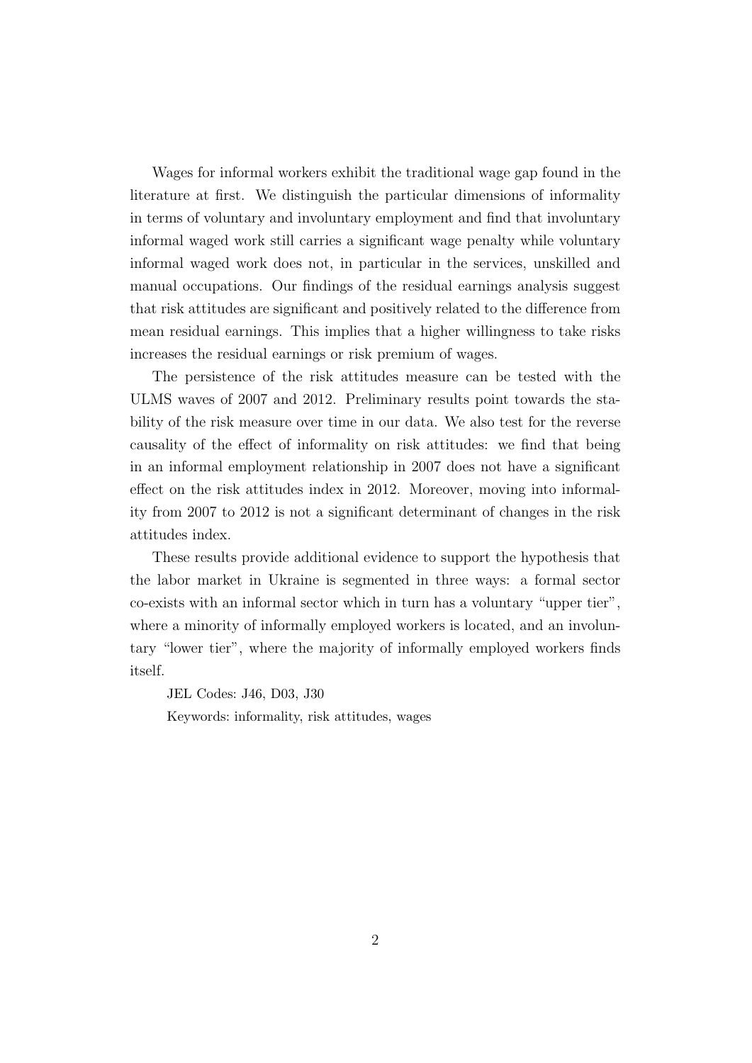Wages for informal workers exhibit the traditional wage gap found in the literature at first. We distinguish the particular dimensions of informality in terms of voluntary and involuntary employment and find that involuntary informal waged work still carries a significant wage penalty while voluntary informal waged work does not, in particular in the services, unskilled and manual occupations. Our findings of the residual earnings analysis suggest that risk attitudes are significant and positively related to the difference from mean residual earnings. This implies that a higher willingness to take risks increases the residual earnings or risk premium of wages.

The persistence of the risk attitudes measure can be tested with the ULMS waves of 2007 and 2012. Preliminary results point towards the stability of the risk measure over time in our data. We also test for the reverse causality of the effect of informality on risk attitudes: we find that being in an informal employment relationship in 2007 does not have a significant effect on the risk attitudes index in 2012. Moreover, moving into informality from 2007 to 2012 is not a significant determinant of changes in the risk attitudes index.

These results provide additional evidence to support the hypothesis that the labor market in Ukraine is segmented in three ways: a formal sector co-exists with an informal sector which in turn has a voluntary "upper tier", where a minority of informally employed workers is located, and an involuntary "lower tier", where the majority of informally employed workers finds itself.

JEL Codes: J46, D03, J30

Keywords: informality, risk attitudes, wages